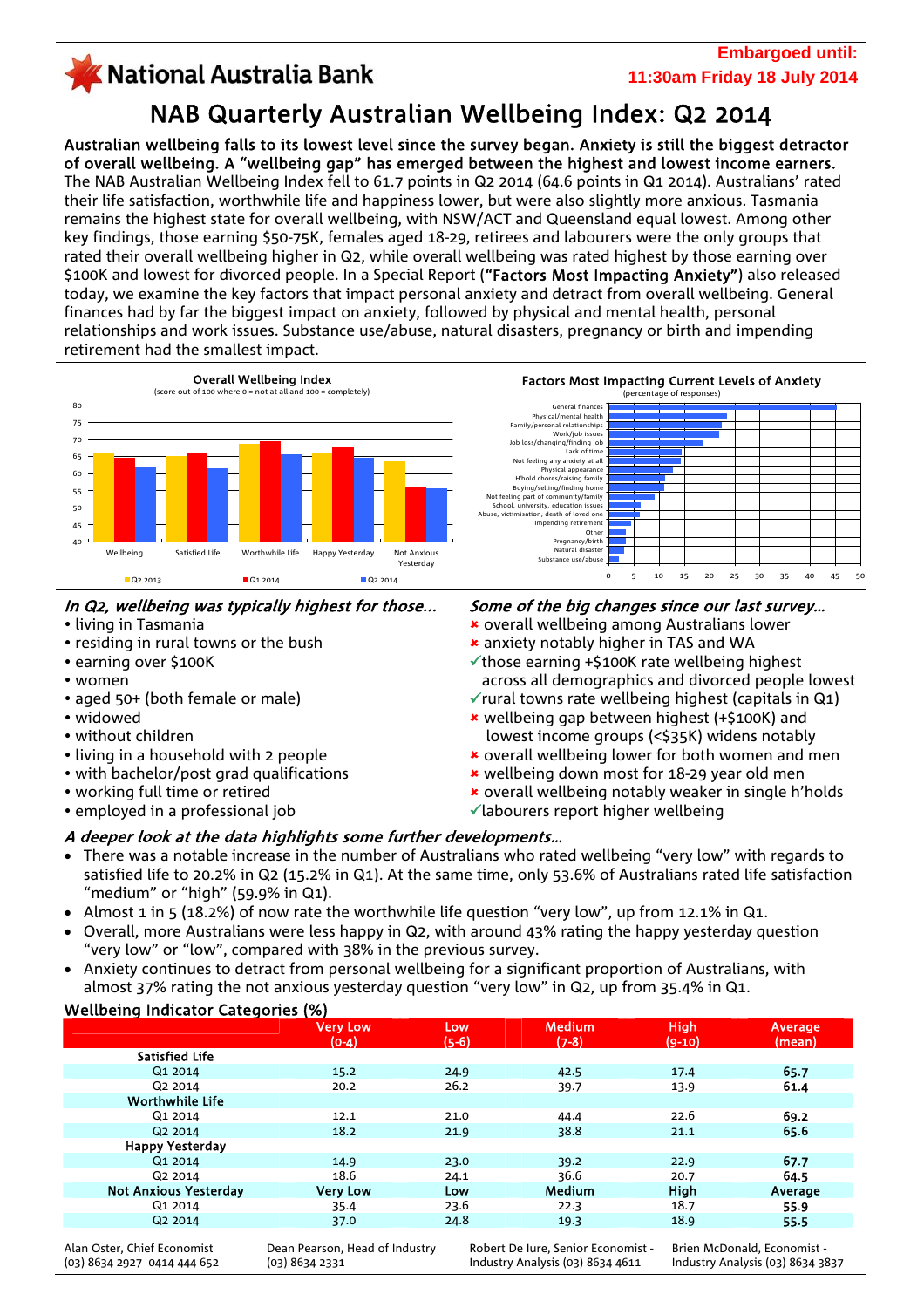National Australia Bank

**Embargoed until: 11:30am Friday 18 July 2014**

# NAB Quarterly Australian Wellbeing Index: Q2 2014

**Australian wellbeing falls to its lowest level since the survey began. Anxiety is still the biggest detractor of overall wellbeing. A "wellbeing gap" has emerged between the highest and lowest income earners.** The NAB Australian Wellbeing Index fell to 61.7 points in Q2 2014 (64.6 points in Q1 2014). Australians' rated their life satisfaction, worthwhile life and happiness lower, but were also slightly more anxious. Tasmania remains the highest state for overall wellbeing, with NSW/ACT and Queensland equal lowest. Among other key findings, those earning $50-75K, females aged 18-29, retirees and labourers were the only groups that rated their overall wellbeing higher in Q2, while overall wellbeing was rated highest by those earning over $100K and lowest for divorced people. In a Special Report (**"Factors Most Impacting Anxiety"**) also released today, we examine the key factors that impact personal anxiety and detract from overall wellbeing. General finances had by far the biggest impact on anxiety, followed by physical and mental health, personal relationships and work issues. Substance use/abuse, natural disasters, pregnancy or birth and impending retirement had the smallest impact.

**Overall Wellbeing Index**
(score out of 100 where 0 = not at all and 100 = completely)

Categories: Wellbeing, Satisfied Life, Worthwhile Life, Happy Yesterday, Not Anxious Yesterday. Series: Q2 2013, Q1 2014, Q2 2014.

**Factors Most Impacting Current Levels of Anxiety**
(percentage of responses)

General finances; Physical/mental health; Family/personal relationships; Work/job issues; Job loss/changing/finding job; Lack of time; Not feeling any anxiety at all; Physical appearance; H'hold chores/raising family; Buying/selling/finding home; Not feeling part of community/family; School, university, education issues; Abuse, victimisation, death of loved one; Impending retirement; Other; Pregnancy/birth; Natural disaster; Substance use/abuse

### *In Q2, wellbeing was typically highest for those...*

- living in Tasmania
- residing in rural towns or the bush
- earning over $100K
- women
- aged 50+ (both female or male)
- widowed
- without children
- living in a household with 2 people
- with bachelor/post grad qualifications
- working full time or retired
- employed in a professional job

### *Some of the big changes since our last survey...*

- ✘ overall wellbeing among Australians lower
- ✘ anxiety notably higher in TAS and WA
- ✓ those earning +$100K rate wellbeing highest across all demographics and divorced people lowest
- ✓ rural towns rate wellbeing highest (capitals in Q1)
- ✘ wellbeing gap between highest (+$100K) and lowest income groups (<$35K) widens notably
- ✘ overall wellbeing lower for both women and men
- ✘ wellbeing down most for 18-29 year old men
- ✘ overall wellbeing notably weaker in single h'holds
- ✓ labourers report higher wellbeing

### *A deeper look at the data highlights some further developments...*

- There was a notable increase in the number of Australians who rated wellbeing "very low" with regards to satisfied life to 20.2% in Q2 (15.2% in Q1). At the same time, only 53.6% of Australians rated life satisfaction "medium" or "high" (59.9% in Q1).
- Almost 1 in 5 (18.2%) of now rate the worthwhile life question "very low", up from 12.1% in Q1.
- Overall, more Australians were less happy in Q2, with around 43% rating the happy yesterday question "very low" or "low", compared with 38% in the previous survey.
- Anxiety continues to detract from personal wellbeing for a significant proportion of Australians, with almost 37% rating the not anxious yesterday question "very low" in Q2, up from 35.4% in Q1.

**Wellbeing Indicator Categories (%)**

| | Very Low (0-4) | Low (5-6) | Medium (7-8) | High (9-10) | Average (mean) |
|---|---|---|---|---|---|
| **Satisfied Life** | | | | | |
| Q1 2014 | 15.2 | 24.9 | 42.5 | 17.4 | **65.7** |
| Q2 2014 | 20.2 | 26.2 | 39.7 | 13.9 | **61.4** |
| **Worthwhile Life** | | | | | |
| Q1 2014 | 12.1 | 21.0 | 44.4 | 22.6 | **69.2** |
| Q2 2014 | 18.2 | 21.9 | 38.8 | 21.1 | **65.6** |
| **Happy Yesterday** | | | | | |
| Q1 2014 | 14.9 | 23.0 | 39.2 | 22.9 | **67.7** |
| Q2 2014 | 18.6 | 24.1 | 36.6 | 20.7 | **64.5** |
| **Not Anxious Yesterday** | **Very Low** | **Low** | **Medium** | **High** | **Average** |
| Q1 2014 | 35.4 | 23.6 | 22.3 | 18.7 | **55.9** |
| Q2 2014 | 37.0 | 24.8 | 19.3 | 18.9 | **55.5** |

Alan Oster, Chief Economist (03) 8634 2927 0414 444 652 | Dean Pearson, Head of Industry (03) 8634 2331 | Robert De Iure, Senior Economist - Industry Analysis (03) 8634 4611 | Brien McDonald, Economist - Industry Analysis (03) 8634 3837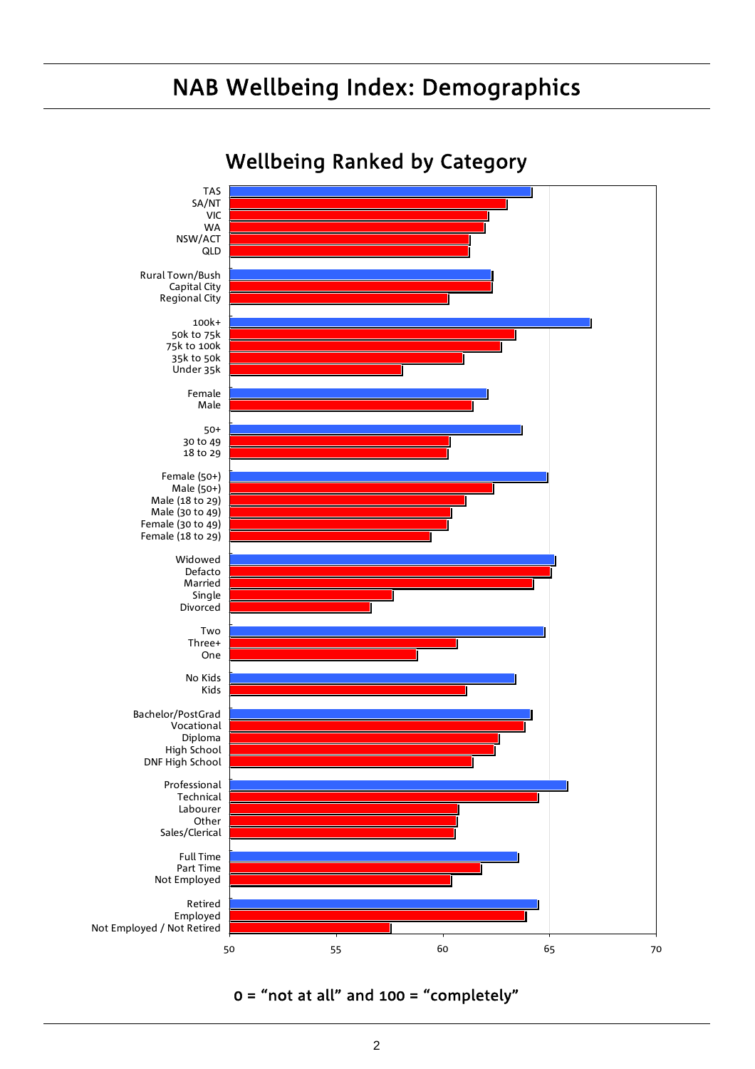# NAB Wellbeing Index: Demographics

## Wellbeing Ranked by Category

TAS
SA/NT
VIC
WA
NSW/ACT
QLD

Rural Town/Bush
Capital City
Regional City

100k+
50k to 75k
75k to 100k
35k to 50k
Under 35k

Female
Male

50+
30 to 49
18 to 29

Female (50+)
Male (50+)
Male (18 to 29)
Male (30 to 49)
Female (30 to 49)
Female (18 to 29)

Widowed
Defacto
Married
Single
Divorced

Two
Three+
One

No Kids
Kids

Bachelor/PostGrad
Vocational
Diploma
High School
DNF High School

Professional
Technical
Labourer
Other
Sales/Clerical

Full Time
Part Time
Not Employed

Retired
Employed
Not Employed / Not Retired

50 55 60 65 70

0 = "not at all" and 100 = "completely"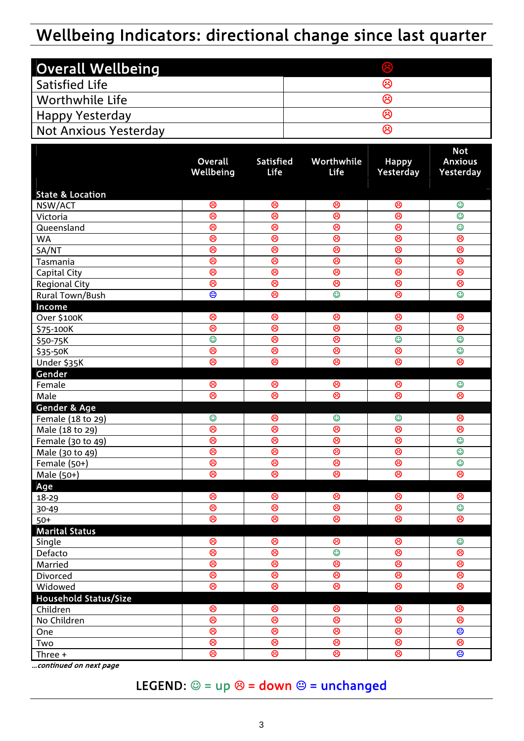# Wellbeing Indicators: directional change since last quarter

| Overall Wellbeing | ☹ |
|---|---|
| Satisfied Life | ☹ |
| Worthwhile Life | ☹ |
| Happy Yesterday | ☹ |
| Not Anxious Yesterday | ☹ |

| | Overall Wellbeing | Satisfied Life | Worthwhile Life | Happy Yesterday | Not Anxious Yesterday |
|---|---|---|---|---|---|
| **State & Location** | | | | | |
| NSW/ACT | ☹ | ☹ | ☹ | ☹ | ☺ |
| Victoria | ☹ | ☹ | ☹ | ☹ | ☺ |
| Queensland | ☹ | ☹ | ☹ | ☹ | ☺ |
| WA | ☹ | ☹ | ☹ | ☹ | ☹ |
| SA/NT | ☹ | ☹ | ☹ | ☹ | ☹ |
| Tasmania | ☹ | ☹ | ☹ | ☹ | ☹ |
| Capital City | ☹ | ☹ | ☹ | ☹ | ☹ |
| Regional City | ☹ | ☹ | ☹ | ☹ | ☹ |
| Rural Town/Bush | 😐 | ☹ | ☺ | ☹ | ☺ |
| **Income** | | | | | |
| Over $100K | ☹ | ☹ | ☹ | ☹ | ☹ |
| $75-100K | ☹ | ☹ | ☹ | ☹ | ☹ |
| $50-75K | ☺ | ☹ | ☹ | ☺ | ☺ |
| $35-50K | ☹ | ☹ | ☹ | ☹ | ☺ |
| Under $35K | ☹ | ☹ | ☹ | ☹ | ☹ |
| **Gender** | | | | | |
| Female | ☹ | ☹ | ☹ | ☹ | ☺ |
| Male | ☹ | ☹ | ☹ | ☹ | ☹ |
| **Gender & Age** | | | | | |
| Female (18 to 29) | ☺ | ☹ | ☺ | ☺ | ☹ |
| Male (18 to 29) | ☹ | ☹ | ☹ | ☹ | ☹ |
| Female (30 to 49) | ☹ | ☹ | ☹ | ☹ | ☺ |
| Male (30 to 49) | ☹ | ☹ | ☹ | ☹ | ☺ |
| Female (50+) | ☹ | ☹ | ☹ | ☹ | ☺ |
| Male (50+) | ☹ | ☹ | ☹ | ☹ | ☹ |
| **Age** | | | | | |
| 18-29 | ☹ | ☹ | ☹ | ☹ | ☹ |
| 30-49 | ☹ | ☹ | ☹ | ☹ | ☺ |
| 50+ | ☹ | ☹ | ☹ | ☹ | ☹ |
| **Marital Status** | | | | | |
| Single | ☹ | ☹ | ☹ | ☹ | ☺ |
| Defacto | ☹ | ☹ | ☺ | ☹ | ☹ |
| Married | ☹ | ☹ | ☹ | ☹ | ☹ |
| Divorced | ☹ | ☹ | ☹ | ☹ | ☹ |
| Widowed | ☹ | ☹ | ☹ | ☹ | ☹ |
| **Household Status/Size** | | | | | |
| Children | ☹ | ☹ | ☹ | ☹ | ☹ |
| No Children | ☹ | ☹ | ☹ | ☹ | ☹ |
| One | ☹ | ☹ | ☹ | ☹ | 😐 |
| Two | ☹ | ☹ | ☹ | ☹ | ☹ |
| Three + | ☹ | ☹ | ☹ | ☹ | 😐 |

*...continued on next page*

**LEGEND:** ☺ = up ☹ = down 😐 = unchanged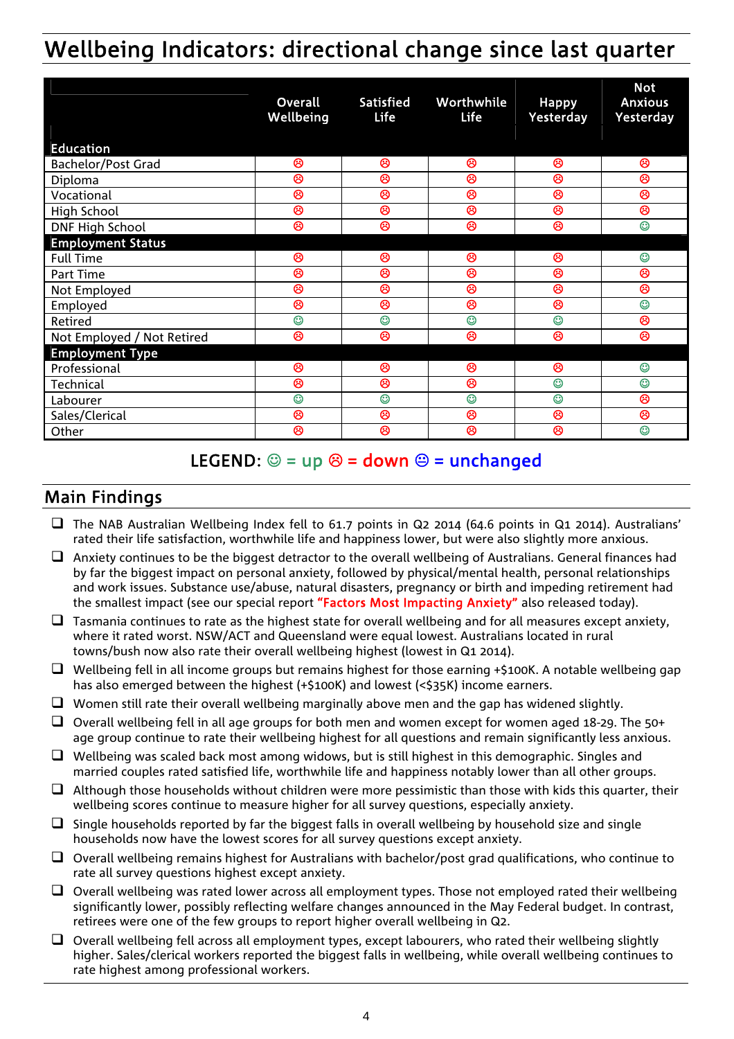# Wellbeing Indicators: directional change since last quarter

| | Overall Wellbeing | Satisfied Life | Worthwhile Life | Happy Yesterday | Not Anxious Yesterday |
|---|---|---|---|---|---|
| **Education** | | | | | |
| Bachelor/Post Grad | ☹ | ☹ | ☹ | ☹ | ☹ |
| Diploma | ☹ | ☹ | ☹ | ☹ | ☹ |
| Vocational | ☹ | ☹ | ☹ | ☹ | ☹ |
| High School | ☹ | ☹ | ☹ | ☹ | ☹ |
| DNF High School | ☹ | ☹ | ☹ | ☹ | ☺ |
| **Employment Status** | | | | | |
| Full Time | ☹ | ☹ | ☹ | ☹ | ☺ |
| Part Time | ☹ | ☹ | ☹ | ☹ | ☹ |
| Not Employed | ☹ | ☹ | ☹ | ☹ | ☹ |
| Employed | ☹ | ☹ | ☹ | ☹ | ☺ |
| Retired | ☺ | ☺ | ☺ | ☺ | ☹ |
| Not Employed / Not Retired | ☹ | ☹ | ☹ | ☹ | ☹ |
| **Employment Type** | | | | | |
| Professional | ☹ | ☹ | ☹ | ☹ | ☺ |
| Technical | ☹ | ☹ | ☹ | ☺ | ☺ |
| Labourer | ☺ | ☺ | ☺ | ☺ | ☹ |
| Sales/Clerical | ☹ | ☹ | ☹ | ☹ | ☹ |
| Other | ☹ | ☹ | ☹ | ☹ | ☺ |

**LEGEND:** ☺ = up ☹ = down 😐 = unchanged

## Main Findings

- The NAB Australian Wellbeing Index fell to 61.7 points in Q2 2014 (64.6 points in Q1 2014). Australians' rated their life satisfaction, worthwhile life and happiness lower, but were also slightly more anxious.
- Anxiety continues to be the biggest detractor to the overall wellbeing of Australians. General finances had by far the biggest impact on personal anxiety, followed by physical/mental health, personal relationships and work issues. Substance use/abuse, natural disasters, pregnancy or birth and impeding retirement had the smallest impact (see our special report **"Factors Most Impacting Anxiety"** also released today).
- Tasmania continues to rate as the highest state for overall wellbeing and for all measures except anxiety, where it rated worst. NSW/ACT and Queensland were equal lowest. Australians located in rural towns/bush now also rate their overall wellbeing highest (lowest in Q1 2014).
- Wellbeing fell in all income groups but remains highest for those earning +$100K. A notable wellbeing gap has also emerged between the highest (+$100K) and lowest (<$35K) income earners.
- Women still rate their overall wellbeing marginally above men and the gap has widened slightly.
- Overall wellbeing fell in all age groups for both men and women except for women aged 18-29. The 50+ age group continue to rate their wellbeing highest for all questions and remain significantly less anxious.
- Wellbeing was scaled back most among widows, but is still highest in this demographic. Singles and married couples rated satisfied life, worthwhile life and happiness notably lower than all other groups.
- Although those households without children were more pessimistic than those with kids this quarter, their wellbeing scores continue to measure higher for all survey questions, especially anxiety.
- Single households reported by far the biggest falls in overall wellbeing by household size and single households now have the lowest scores for all survey questions except anxiety.
- Overall wellbeing remains highest for Australians with bachelor/post grad qualifications, who continue to rate all survey questions highest except anxiety.
- Overall wellbeing was rated lower across all employment types. Those not employed rated their wellbeing significantly lower, possibly reflecting welfare changes announced in the May Federal budget. In contrast, retirees were one of the few groups to report higher overall wellbeing in Q2.
- Overall wellbeing fell across all employment types, except labourers, who rated their wellbeing slightly higher. Sales/clerical workers reported the biggest falls in wellbeing, while overall wellbeing continues to rate highest among professional workers.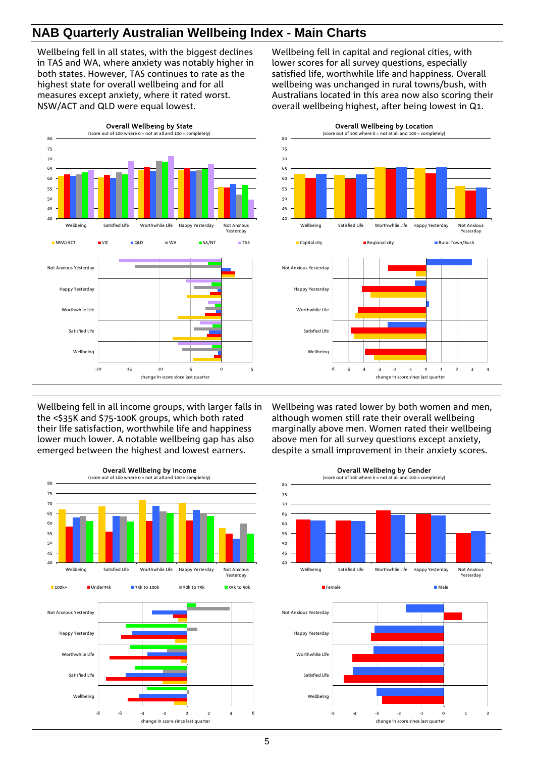## NAB Quarterly Australian Wellbeing Index - Main Charts

Wellbeing fell in all states, with the biggest declines in TAS and WA, where anxiety was notably higher in both states. However, TAS continues to rate as the highest state for overall wellbeing and for all measures except anxiety, where it rated worst. NSW/ACT and QLD were equal lowest.

Wellbeing fell in capital and regional cities, with lower scores for all survey questions, especially satisfied life, worthwhile life and happiness. Overall wellbeing was unchanged in rural towns/bush, with Australians located in this area now also scoring their overall wellbeing highest, after being lowest in Q1.

Overall Wellbeing by State
(score out of 100 where 0 = not at all and 100 = completely)

Overall Wellbeing by Location
(score out of 100 where 0 = not at all and 100 = completely)

Wellbeing fell in all income groups, with larger falls in the <$35K and $75-100K groups, which both rated their life satisfaction, worthwhile life and happiness lower much lower. A notable wellbeing gap has also emerged between the highest and lowest earners.

Wellbeing was rated lower by both women and men, although women still rate their overall wellbeing marginally above men. Women rated their wellbeing above men for all survey questions except anxiety, despite a small improvement in their anxiety scores.

Overall Wellbeing by Income
(score out of 100 where 0 = not at all and 100 = completely)

Overall Wellbeing by Gender
(score out of 100 where 0 = not at all and 100 = completely)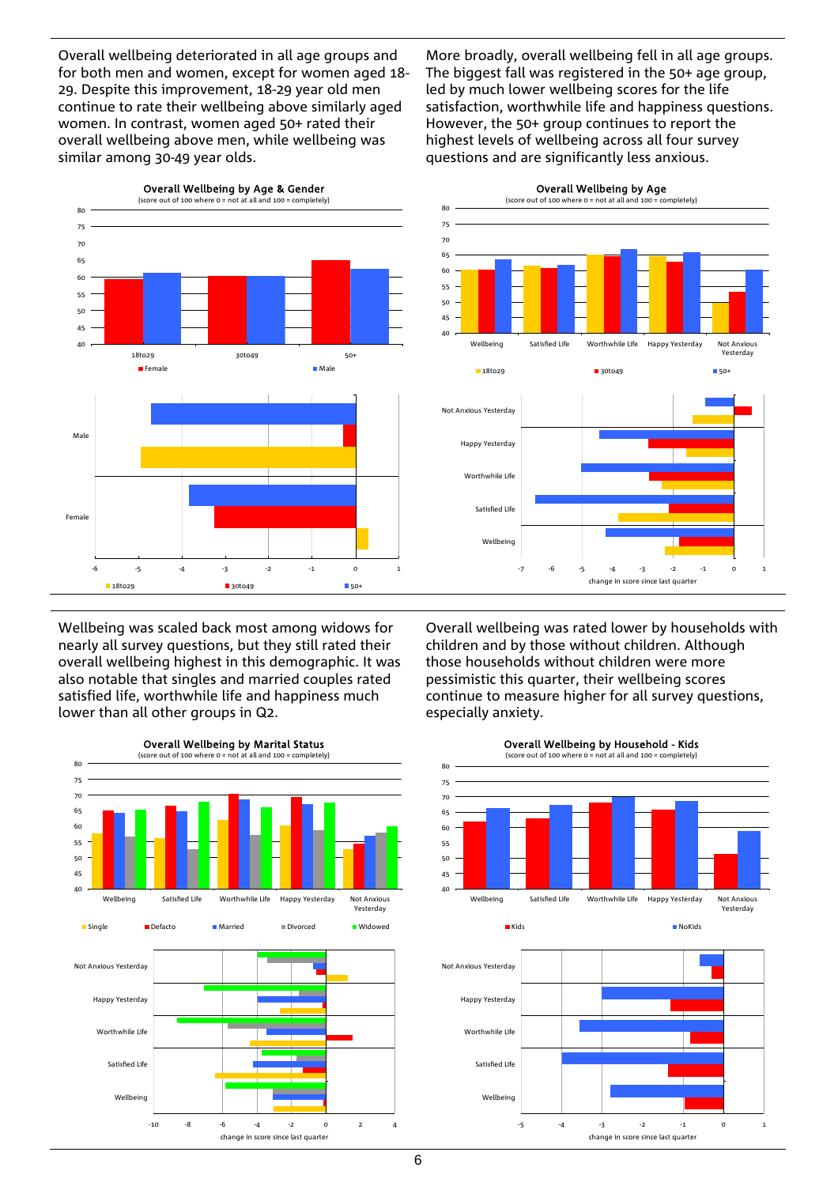Overall wellbeing deteriorated in all age groups and for both men and women, except for women aged 18-29. Despite this improvement, 18-29 year old men continue to rate their wellbeing above similarly aged women. In contrast, women aged 50+ rated their overall wellbeing above men, while wellbeing was similar among 30-49 year olds.

More broadly, overall wellbeing fell in all age groups. The biggest fall was registered in the 50+ age group, led by much lower wellbeing scores for the life satisfaction, worthwhile life and happiness questions. However, the 50+ group continues to report the highest levels of wellbeing across all four survey questions and are significantly less anxious.

**Overall Wellbeing by Age & Gender**
(score out of 100 where 0 = not at all and 100 = completely)

**Overall Wellbeing by Age**
(score out of 100 where 0 = not at all and 100 = completely)

Wellbeing was scaled back most among widows for nearly all survey questions, but they still rated their overall wellbeing highest in this demographic. It was also notable that singles and married couples rated satisfied life, worthwhile life and happiness much lower than all other groups in Q2.

Overall wellbeing was rated lower by households with children and by those without children. Although those households without children were more pessimistic this quarter, their wellbeing scores continue to measure higher for all survey questions, especially anxiety.

**Overall Wellbeing by Marital Status**
(score out of 100 where 0 = not at all and 100 = completely)

**Overall Wellbeing by Household - Kids**
(score out of 100 where 0 = not at all and 100 = completely)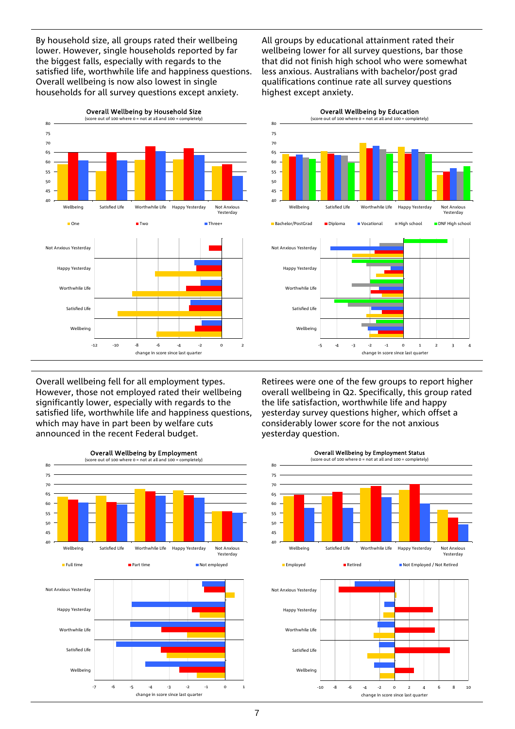By household size, all groups rated their wellbeing lower. However, single households reported by far the biggest falls, especially with regards to the satisfied life, worthwhile life and happiness questions. Overall wellbeing is now also lowest in single households for all survey questions except anxiety.

All groups by educational attainment rated their wellbeing lower for all survey questions, bar those that did not finish high school who were somewhat less anxious. Australians with bachelor/post grad qualifications continue rate all survey questions highest except anxiety.

**Overall Wellbeing by Household Size**
(score out of 100 where 0 = not at all and 100 = completely)

**Overall Wellbeing by Education**
(score out of 100 where 0 = not at all and 100 = completely)

Overall wellbeing fell for all employment types. However, those not employed rated their wellbeing significantly lower, especially with regards to the satisfied life, worthwhile life and happiness questions, which may have in part been by welfare cuts announced in the recent Federal budget.

Retirees were one of the few groups to report higher overall wellbeing in Q2. Specifically, this group rated the life satisfaction, worthwhile life and happy yesterday survey questions higher, which offset a considerably lower score for the not anxious yesterday question.

**Overall Wellbeing by Employment**
(score out of 100 where 0 = not at all and 100 = completely)

**Overall Wellbeing by Employment Status**
(score out of 100 where 0 = not at all and 100 = completely)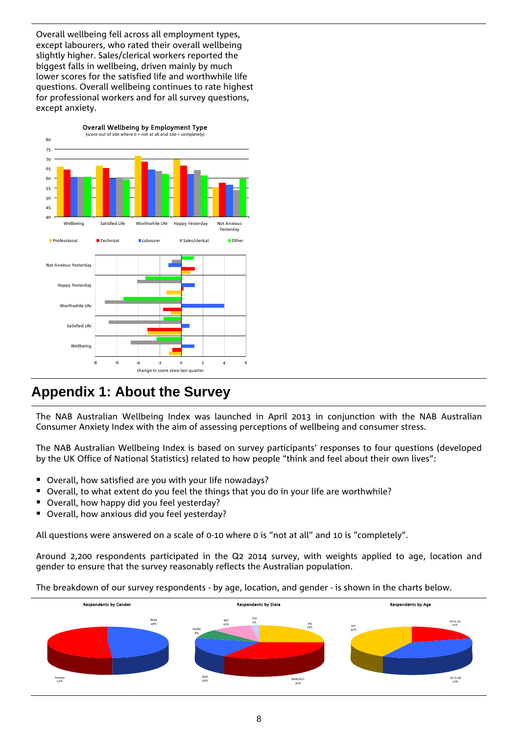Overall wellbeing fell across all employment types, except labourers, who rated their overall wellbeing slightly higher. Sales/clerical workers reported the biggest falls in wellbeing, driven mainly by much lower scores for the satisfied life and worthwhile life questions. Overall wellbeing continues to rate highest for professional workers and for all survey questions, except anxiety.

**Overall Wellbeing by Employment Type**
(score out of 100 where 0 = not at all and 100 = completely)

## Appendix 1: About the Survey

The NAB Australian Wellbeing Index was launched in April 2013 in conjunction with the NAB Australian Consumer Anxiety Index with the aim of assessing perceptions of wellbeing and consumer stress.

The NAB Australian Wellbeing Index is based on survey participants' responses to four questions (developed by the UK Office of National Statistics) related to how people "think and feel about their own lives":

- Overall, how satisfied are you with your life nowadays?
- Overall, to what extent do you feel the things that you do in your life are worthwhile?
- Overall, how happy did you feel yesterday?
- Overall, how anxious did you feel yesterday?

All questions were answered on a scale of 0-10 where 0 is "not at all" and 10 is "completely".

Around 2,200 respondents participated in the Q2 2014 survey, with weights applied to age, location and gender to ensure that the survey reasonably reflects the Australian population.

The breakdown of our survey respondents - by age, location, and gender - is shown in the charts below.

**Respondents by Gender**: Male 49%, Female 51%

**Respondents by State**: VIC 25%, NSW/ACT 35%, QLD 20%, SA/NT 8%, WA 10%, TAS 2%

**Respondents by Age**: 18 to 29 21%, 30 to 49 37%, 50+ 42%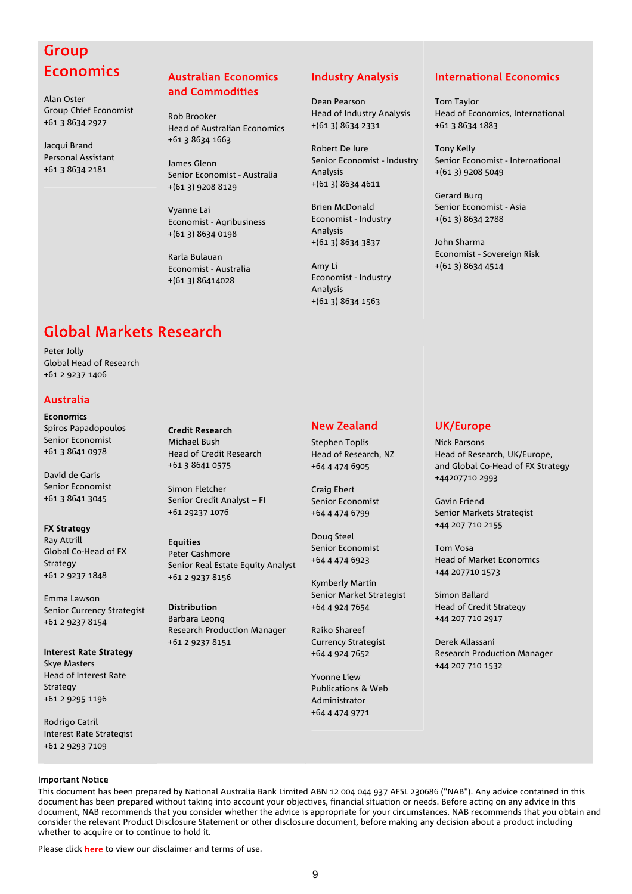## Group Economics

Alan Oster
Group Chief Economist
+61 3 8634 2927

Jacqui Brand
Personal Assistant
+61 3 8634 2181

### Australian Economics and Commodities

Rob Brooker
Head of Australian Economics
+61 3 8634 1663

James Glenn
Senior Economist - Australia
+(61 3) 9208 8129

Vyanne Lai
Economist - Agribusiness
+(61 3) 8634 0198

Karla Bulauan
Economist - Australia
+(61 3) 86414028

### Industry Analysis

Dean Pearson
Head of Industry Analysis
+(61 3) 8634 2331

Robert De Iure
Senior Economist - Industry Analysis
+(61 3) 8634 4611

Brien McDonald
Economist - Industry Analysis
+(61 3) 8634 3837

Amy Li
Economist - Industry Analysis
+(61 3) 8634 1563

### International Economics

Tom Taylor
Head of Economics, International
+61 3 8634 1883

Tony Kelly
Senior Economist - International
+(61 3) 9208 5049

Gerard Burg
Senior Economist - Asia
+(61 3) 8634 2788

John Sharma
Economist - Sovereign Risk
+(61 3) 8634 4514

## Global Markets Research

Peter Jolly
Global Head of Research
+61 2 9237 1406

### Australia

**Economics**
Spiros Papadopoulos
Senior Economist
+61 3 8641 0978

David de Garis
Senior Economist
+61 3 8641 3045

**FX Strategy**
Ray Attrill
Global Co-Head of FX Strategy
+61 2 9237 1848

Emma Lawson
Senior Currency Strategist
+61 2 9237 8154

**Interest Rate Strategy**
Skye Masters
Head of Interest Rate Strategy
+61 2 9295 1196

Rodrigo Catril
Interest Rate Strategist
+61 2 9293 7109

**Credit Research**
Michael Bush
Head of Credit Research
+61 3 8641 0575

Simon Fletcher
Senior Credit Analyst – FI
+61 29237 1076

**Equities**
Peter Cashmore
Senior Real Estate Equity Analyst
+61 2 9237 8156

**Distribution**
Barbara Leong
Research Production Manager
+61 2 9237 8151

### New Zealand

Stephen Toplis
Head of Research, NZ
+64 4 474 6905

Craig Ebert
Senior Economist
+64 4 474 6799

Doug Steel
Senior Economist
+64 4 474 6923

Kymberly Martin
Senior Market Strategist
+64 4 924 7654

Raiko Shareef
Currency Strategist
+64 4 924 7652

Yvonne Liew
Publications & Web Administrator
+64 4 474 9771

### UK/Europe

Nick Parsons
Head of Research, UK/Europe, and Global Co-Head of FX Strategy
+44207710 2993

Gavin Friend
Senior Markets Strategist
+44 207 710 2155

Tom Vosa
Head of Market Economics
+44 207710 1573

Simon Ballard
Head of Credit Strategy
+44 207 710 2917

Derek Allassani
Research Production Manager
+44 207 710 1532

**Important Notice**

This document has been prepared by National Australia Bank Limited ABN 12 004 044 937 AFSL 230686 ("NAB"). Any advice contained in this document has been prepared without taking into account your objectives, financial situation or needs. Before acting on any advice in this document, NAB recommends that you consider whether the advice is appropriate for your circumstances. NAB recommends that you obtain and consider the relevant Product Disclosure Statement or other disclosure document, before making any decision about a product including whether to acquire or to continue to hold it.

Please click here to view our disclaimer and terms of use.